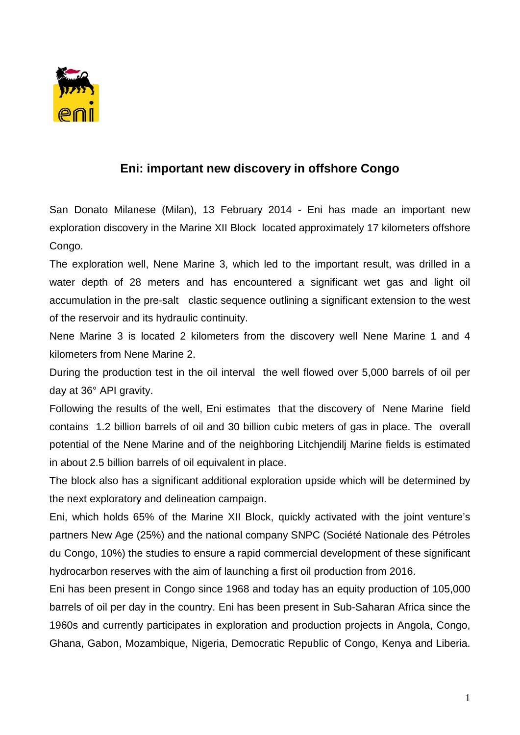# Eni: important new discovery in offshore Congo

San Donato Milanese (Milan), 13 February 2014 - Eni has made an important new exploration discovery in the Marine XII Block located approximately 17 kilometers offshore Congo.

The exploration well, Nene Marine 3, which led to the important result, was drilled in a water depth of 28 meters and has encountered a significant wet gas and light oil accumulation in the pre-salt clastic sequence outlining a significant extension to the west of the reservoir and its hydraulic continuity.

Nene Marine 3 is located 2 kilometers from the discovery well Nene Marine 1 and 4 kilometers from Nene Marine 2.

During the production test in the oil interval the well flowed over 5,000 barrels of oil per day at 36° API gravity.

Following the results of the well, Eni estimates that the discovery of Nene Marine field contains 1.2 billion barrels of oil and 30 billion cubic meters of gas in place. The overall potential of the Nene Marine and of the neighboring Litchjendilj Marine fields is estimated in about 2.5 billion barrels of oil equivalent in place.

The block also has a significant additional exploration upside which will be determined by the next exploratory and delineation campaign.

Eni, which holds 65% of the Marine XII Block, quickly activated with the joint venture's partners New Age (25%) and the national company SNPC (Société Nationale des Pétroles du Congo, 10%) the studies to ensure a rapid commercial development of these significant hydrocarbon reserves with the aim of launching a first oil production from 2016.

Eni has been present in Congo since 1968 and today has an equity production of 105,000 barrels of oil per day in the country. Eni has been present in Sub-Saharan Africa since the 1960s and currently participates in exploration and production projects in Angola, Congo, Ghana, Gabon, Mozambique, Nigeria, Democratic Republic of Congo, Kenya and Liberia.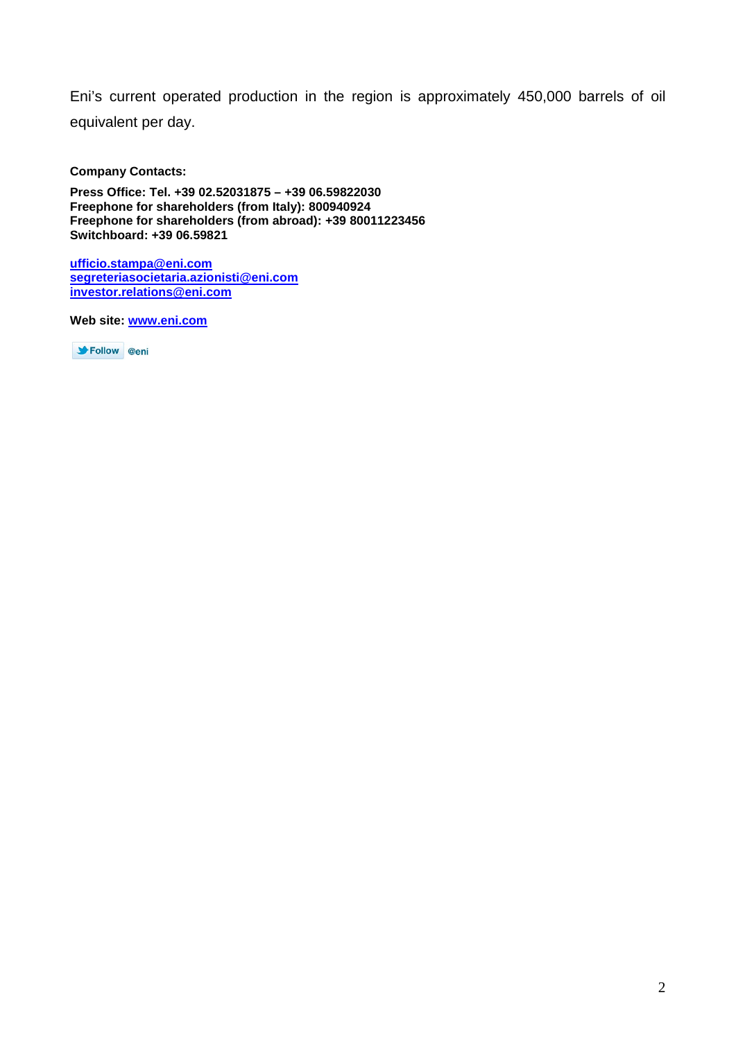Eni's current operated production in the region is approximately 450,000 barrels of oil equivalent per day.

**Company Contacts:**

**Press Office: Tel. +39 02.52031875 – +39 06.59822030**
**Freephone for shareholders (from Italy): 800940924**
**Freephone for shareholders (from abroad): +39 80011223456**
**Switchboard: +39 06.59821**

**ufficio.stampa@eni.com**
**segreteriasocietaria.azionisti@eni.com**
**investor.relations@eni.com**

**Web site: www.eni.com**

Follow @eni